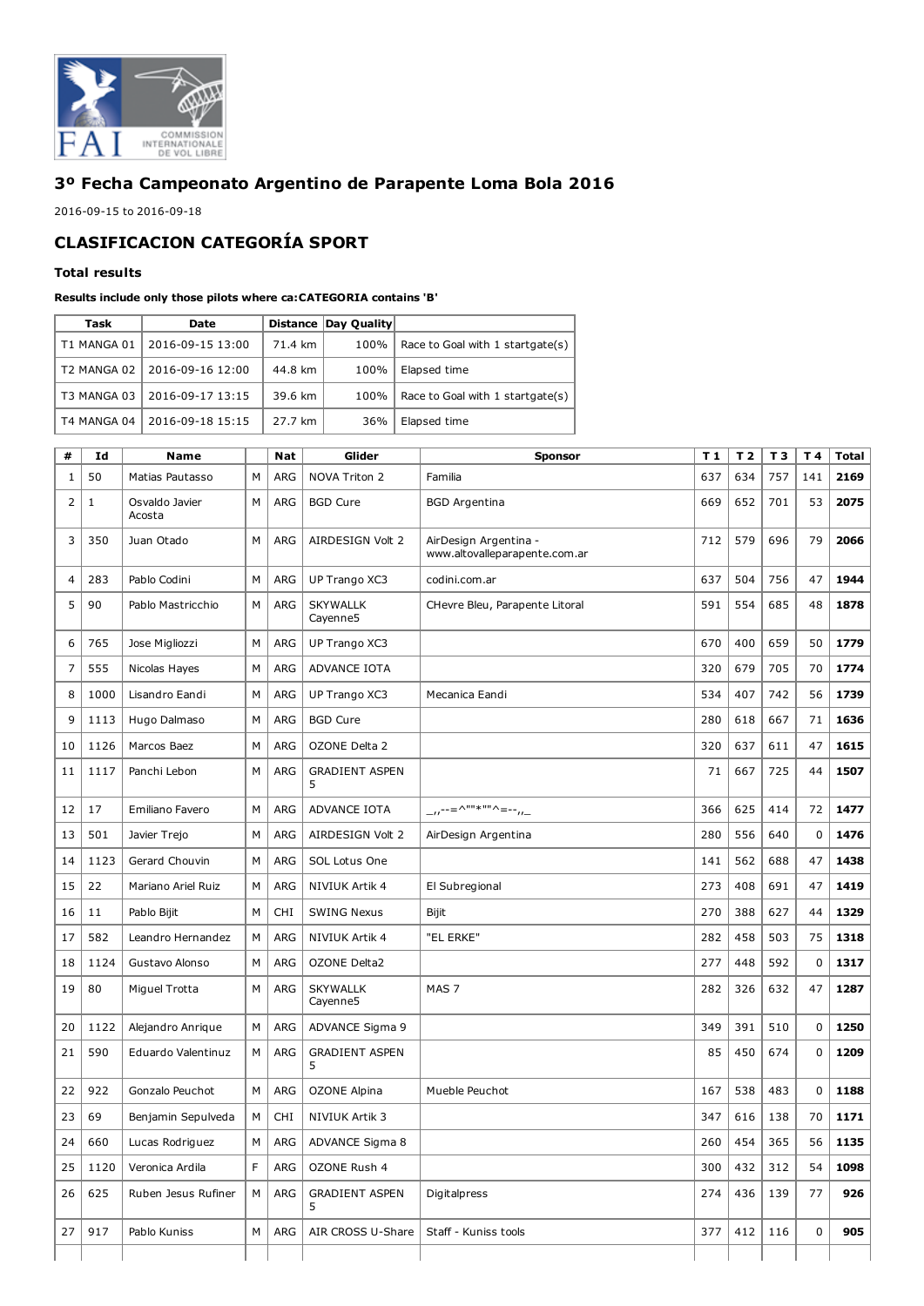# 3º Fecha Campeonato Argentino de Parapente Loma Bola 2016

2016-09-15 to 2016-09-18

## CLASIFICACION CATEGORÍA SPORT

### Total results

**Results include only those pilots where ca:CATEGORIA contains 'B'**

| Task | Date | Distance | Day Quality | |
|---|---|---|---|---|
| T1 MANGA 01 | 2016-09-15 13:00 | 71.4 km | 100% | Race to Goal with 1 startgate(s) |
| T2 MANGA 02 | 2016-09-16 12:00 | 44.8 km | 100% | Elapsed time |
| T3 MANGA 03 | 2016-09-17 13:15 | 39.6 km | 100% | Race to Goal with 1 startgate(s) |
| T4 MANGA 04 | 2016-09-18 15:15 | 27.7 km | 36% | Elapsed time |

| # | Id | Name | | Nat | Glider | Sponsor | T 1 | T 2 | T 3 | T 4 | Total |
|---|---|---|---|---|---|---|---|---|---|---|---|
| 1 | 50 | Matias Pautasso | M | ARG | NOVA Triton 2 | Familia | 637 | 634 | 757 | 141 | **2169** |
| 2 | 1 | Osvaldo Javier Acosta | M | ARG | BGD Cure | BGD Argentina | 669 | 652 | 701 | 53 | **2075** |
| 3 | 350 | Juan Otado | M | ARG | AIRDESIGN Volt 2 | AirDesign Argentina - www.altovalleparapente.com.ar | 712 | 579 | 696 | 79 | **2066** |
| 4 | 283 | Pablo Codini | M | ARG | UP Trango XC3 | codini.com.ar | 637 | 504 | 756 | 47 | **1944** |
| 5 | 90 | Pablo Mastricchio | M | ARG | SKYWALLK Cayenne5 | CHevre Bleu, Parapente Litoral | 591 | 554 | 685 | 48 | **1878** |
| 6 | 765 | Jose Migliozzi | M | ARG | UP Trango XC3 | | 670 | 400 | 659 | 50 | **1779** |
| 7 | 555 | Nicolas Hayes | M | ARG | ADVANCE IOTA | | 320 | 679 | 705 | 70 | **1774** |
| 8 | 1000 | Lisandro Eandi | M | ARG | UP Trango XC3 | Mecanica Eandi | 534 | 407 | 742 | 56 | **1739** |
| 9 | 1113 | Hugo Dalmaso | M | ARG | BGD Cure | | 280 | 618 | 667 | 71 | **1636** |
| 10 | 1126 | Marcos Baez | M | ARG | OZONE Delta 2 | | 320 | 637 | 611 | 47 | **1615** |
| 11 | 1117 | Panchi Lebon | M | ARG | GRADIENT ASPEN 5 | | 71 | 667 | 725 | 44 | **1507** |
| 12 | 17 | Emiliano Favero | M | ARG | ADVANCE IOTA | _,,--=^""*""^=--,,_ | 366 | 625 | 414 | 72 | **1477** |
| 13 | 501 | Javier Trejo | M | ARG | AIRDESIGN Volt 2 | AirDesign Argentina | 280 | 556 | 640 | 0 | **1476** |
| 14 | 1123 | Gerard Chouvin | M | ARG | SOL Lotus One | | 141 | 562 | 688 | 47 | **1438** |
| 15 | 22 | Mariano Ariel Ruiz | M | ARG | NIVIUK Artik 4 | El Subregional | 273 | 408 | 691 | 47 | **1419** |
| 16 | 11 | Pablo Bijit | M | CHI | SWING Nexus | Bijit | 270 | 388 | 627 | 44 | **1329** |
| 17 | 582 | Leandro Hernandez | M | ARG | NIVIUK Artik 4 | "EL ERKE" | 282 | 458 | 503 | 75 | **1318** |
| 18 | 1124 | Gustavo Alonso | M | ARG | OZONE Delta2 | | 277 | 448 | 592 | 0 | **1317** |
| 19 | 80 | Miguel Trotta | M | ARG | SKYWALLK Cayenne5 | MAS 7 | 282 | 326 | 632 | 47 | **1287** |
| 20 | 1122 | Alejandro Anrique | M | ARG | ADVANCE Sigma 9 | | 349 | 391 | 510 | 0 | **1250** |
| 21 | 590 | Eduardo Valentinuz | M | ARG | GRADIENT ASPEN 5 | | 85 | 450 | 674 | 0 | **1209** |
| 22 | 922 | Gonzalo Peuchot | M | ARG | OZONE Alpina | Mueble Peuchot | 167 | 538 | 483 | 0 | **1188** |
| 23 | 69 | Benjamin Sepulveda | M | CHI | NIVIUK Artik 3 | | 347 | 616 | 138 | 70 | **1171** |
| 24 | 660 | Lucas Rodriguez | M | ARG | ADVANCE Sigma 8 | | 260 | 454 | 365 | 56 | **1135** |
| 25 | 1120 | Veronica Ardila | F | ARG | OZONE Rush 4 | | 300 | 432 | 312 | 54 | **1098** |
| 26 | 625 | Ruben Jesus Rufiner | M | ARG | GRADIENT ASPEN 5 | Digitalpress | 274 | 436 | 139 | 77 | **926** |
| 27 | 917 | Pablo Kuniss | M | ARG | AIR CROSS U-Share | Staff - Kuniss tools | 377 | 412 | 116 | 0 | **905** |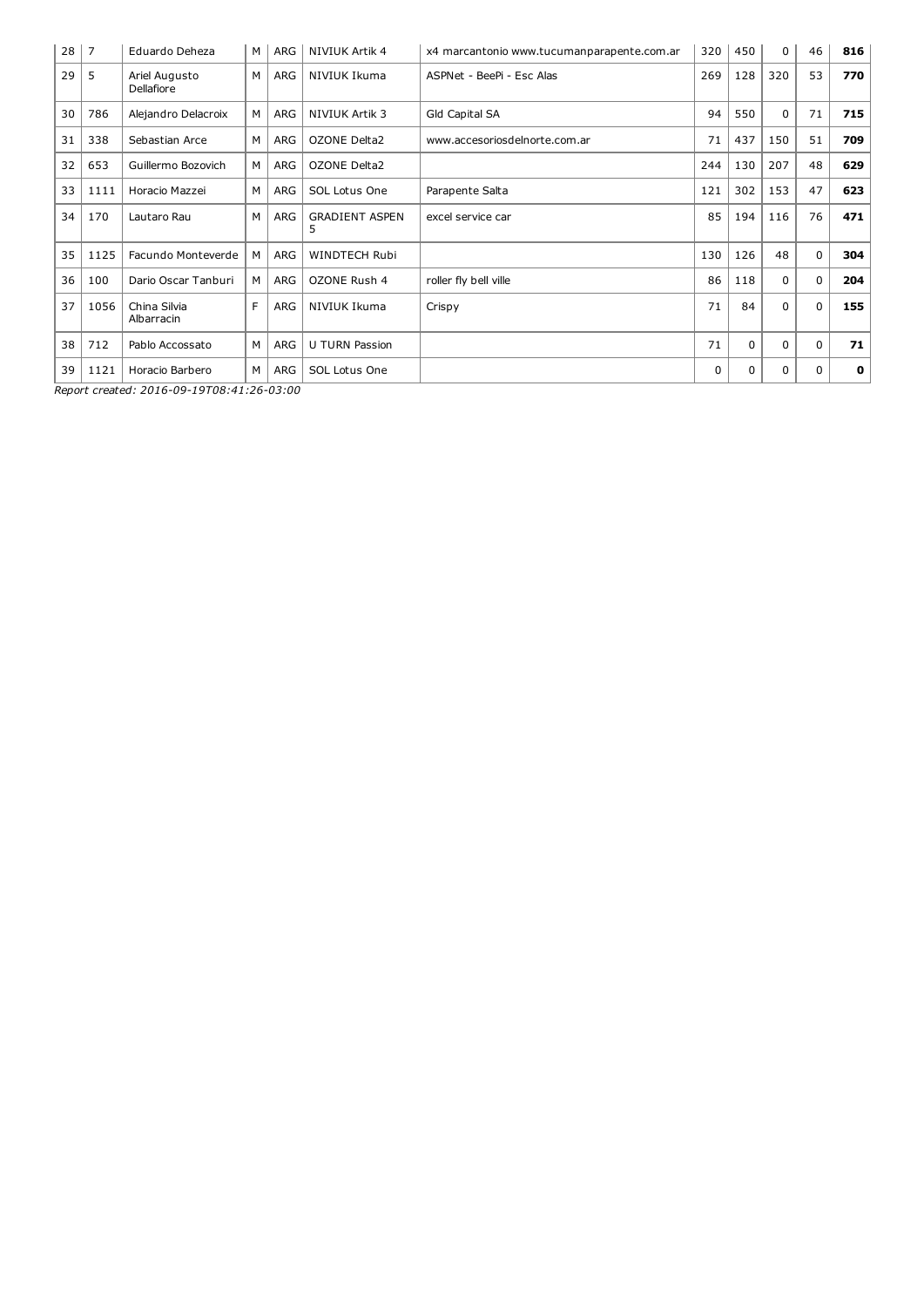| | | | | | | | | | | | |
|---|---|---|---|---|---|---|---|---|---|---|---|
| 28 | 7 | Eduardo Deheza | M | ARG | NIVIUK Artik 4 | x4 marcantonio www.tucumanparapente.com.ar | 320 | 450 | 0 | 46 | **816** |
| 29 | 5 | Ariel Augusto Dellafiore | M | ARG | NIVIUK Ikuma | ASPNet - BeePi - Esc Alas | 269 | 128 | 320 | 53 | **770** |
| 30 | 786 | Alejandro Delacroix | M | ARG | NIVIUK Artik 3 | Gld Capital SA | 94 | 550 | 0 | 71 | **715** |
| 31 | 338 | Sebastian Arce | M | ARG | OZONE Delta2 | www.accesoriosdelnorte.com.ar | 71 | 437 | 150 | 51 | **709** |
| 32 | 653 | Guillermo Bozovich | M | ARG | OZONE Delta2 | | 244 | 130 | 207 | 48 | **629** |
| 33 | 1111 | Horacio Mazzei | M | ARG | SOL Lotus One | Parapente Salta | 121 | 302 | 153 | 47 | **623** |
| 34 | 170 | Lautaro Rau | M | ARG | GRADIENT ASPEN 5 | excel service car | 85 | 194 | 116 | 76 | **471** |
| 35 | 1125 | Facundo Monteverde | M | ARG | WINDTECH Rubi | | 130 | 126 | 48 | 0 | **304** |
| 36 | 100 | Dario Oscar Tanburi | M | ARG | OZONE Rush 4 | roller fly bell ville | 86 | 118 | 0 | 0 | **204** |
| 37 | 1056 | China Silvia Albarracin | F | ARG | NIVIUK Ikuma | Crispy | 71 | 84 | 0 | 0 | **155** |
| 38 | 712 | Pablo Accossato | M | ARG | U TURN Passion | | 71 | 0 | 0 | 0 | **71** |
| 39 | 1121 | Horacio Barbero | M | ARG | SOL Lotus One | | 0 | 0 | 0 | 0 | **0** |

*Report created: 2016-09-19T08:41:26-03:00*